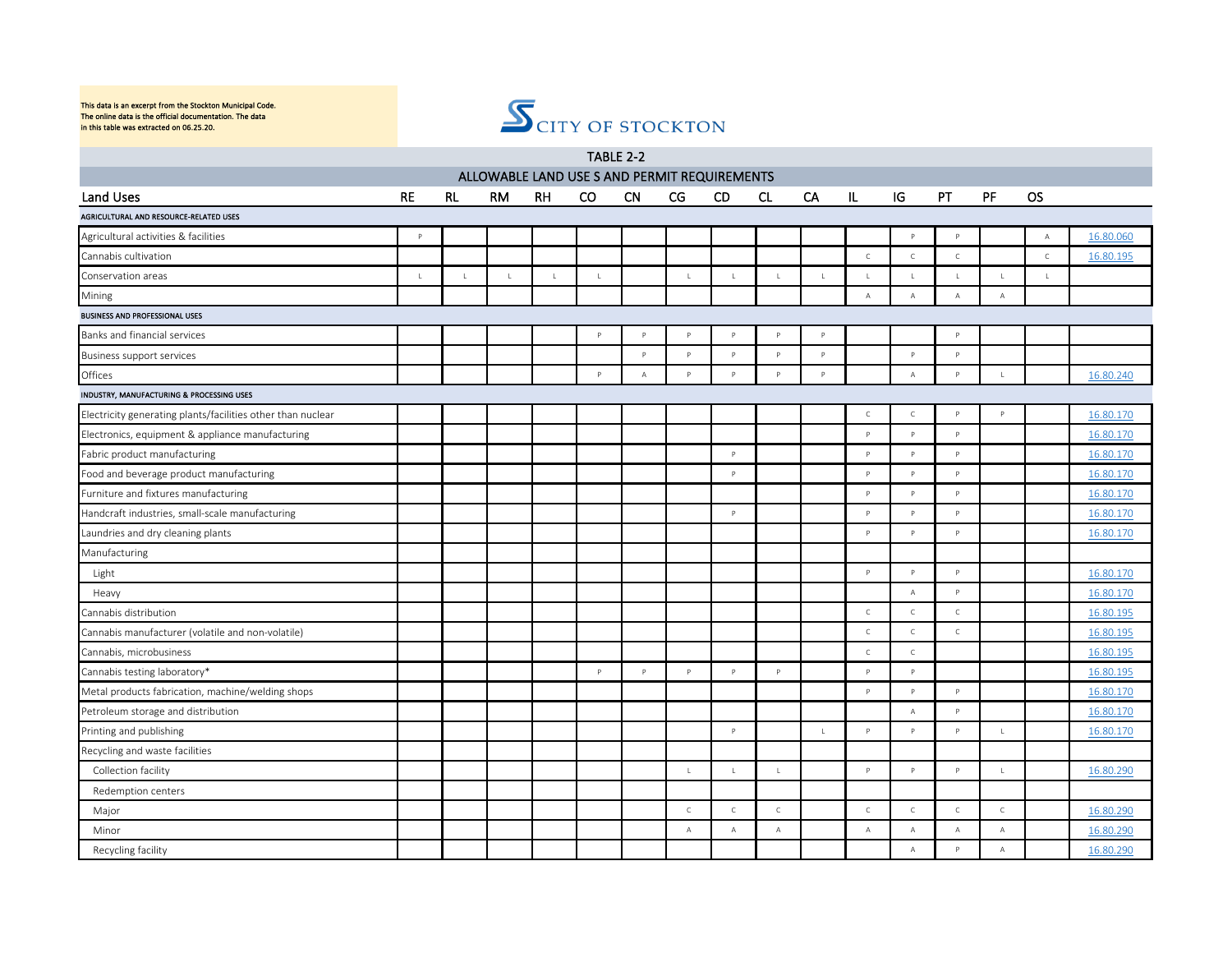This data is an excerpt from the Stockton Municipal Code.
The online data is the official documentation. The data
in this table was extracted on 06.25.20.

CITY OF STOCKTON

## TABLE 2-2

### ALLOWABLE LAND USE S AND PERMIT REQUIREMENTS

| Land Uses | RE | RL | RM | RH | CO | CN | CG | CD | CL | CA | IL | IG | PT | PF | OS | |
|---|---|---|---|---|---|---|---|---|---|---|---|---|---|---|---|---|
| **AGRICULTURAL AND RESOURCE-RELATED USES** | | | | | | | | | | | | | | | | |
| Agricultural activities & facilities | P | | | | | | | | | | | P | P | | A | 16.80.060 |
| Cannabis cultivation | | | | | | | | | | | C | C | C | | C | 16.80.195 |
| Conservation areas | L | L | L | L | L | | L | L | L | L | L | L | L | L | L | |
| Mining | | | | | | | | | | | A | A | A | A | | |
| **BUSINESS AND PROFESSIONAL USES** | | | | | | | | | | | | | | | | |
| Banks and financial services | | | | | P | P | P | P | P | P | | | P | | | |
| Business support services | | | | | | P | P | P | P | P | | P | P | | | |
| Offices | | | | | P | A | P | P | P | P | | A | P | L | | 16.80.240 |
| **INDUSTRY, MANUFACTURING & PROCESSING USES** | | | | | | | | | | | | | | | | |
| Electricity generating plants/facilities other than nuclear | | | | | | | | | | | C | C | P | P | | 16.80.170 |
| Electronics, equipment & appliance manufacturing | | | | | | | | | | | P | P | P | | | 16.80.170 |
| Fabric product manufacturing | | | | | | | | P | | | P | P | P | | | 16.80.170 |
| Food and beverage product manufacturing | | | | | | | | P | | | P | P | P | | | 16.80.170 |
| Furniture and fixtures manufacturing | | | | | | | | | | | P | P | P | | | 16.80.170 |
| Handcraft industries, small-scale manufacturing | | | | | | | | P | | | P | P | P | | | 16.80.170 |
| Laundries and dry cleaning plants | | | | | | | | | | | P | P | P | | | 16.80.170 |
| Manufacturing | | | | | | | | | | | | | | | | |
| Light | | | | | | | | | | | P | P | P | | | 16.80.170 |
| Heavy | | | | | | | | | | | | A | P | | | 16.80.170 |
| Cannabis distribution | | | | | | | | | | | C | C | C | | | 16.80.195 |
| Cannabis manufacturer (volatile and non-volatile) | | | | | | | | | | | C | C | C | | | 16.80.195 |
| Cannabis, microbusiness | | | | | | | | | | | C | C | | | | 16.80.195 |
| Cannabis testing laboratory* | | | | | P | P | P | P | P | | P | P | | | | 16.80.195 |
| Metal products fabrication, machine/welding shops | | | | | | | | | | | P | P | P | | | 16.80.170 |
| Petroleum storage and distribution | | | | | | | | | | | | A | P | | | 16.80.170 |
| Printing and publishing | | | | | | | | P | | L | P | P | P | L | | 16.80.170 |
| Recycling and waste facilities | | | | | | | | | | | | | | | | |
| Collection facility | | | | | | | L | L | L | | P | P | P | L | | 16.80.290 |
| Redemption centers | | | | | | | | | | | | | | | | |
| Major | | | | | | | C | C | C | | C | C | C | C | | 16.80.290 |
| Minor | | | | | | | A | A | A | | A | A | A | A | | 16.80.290 |
| Recycling facility | | | | | | | | | | | | A | P | A | | 16.80.290 |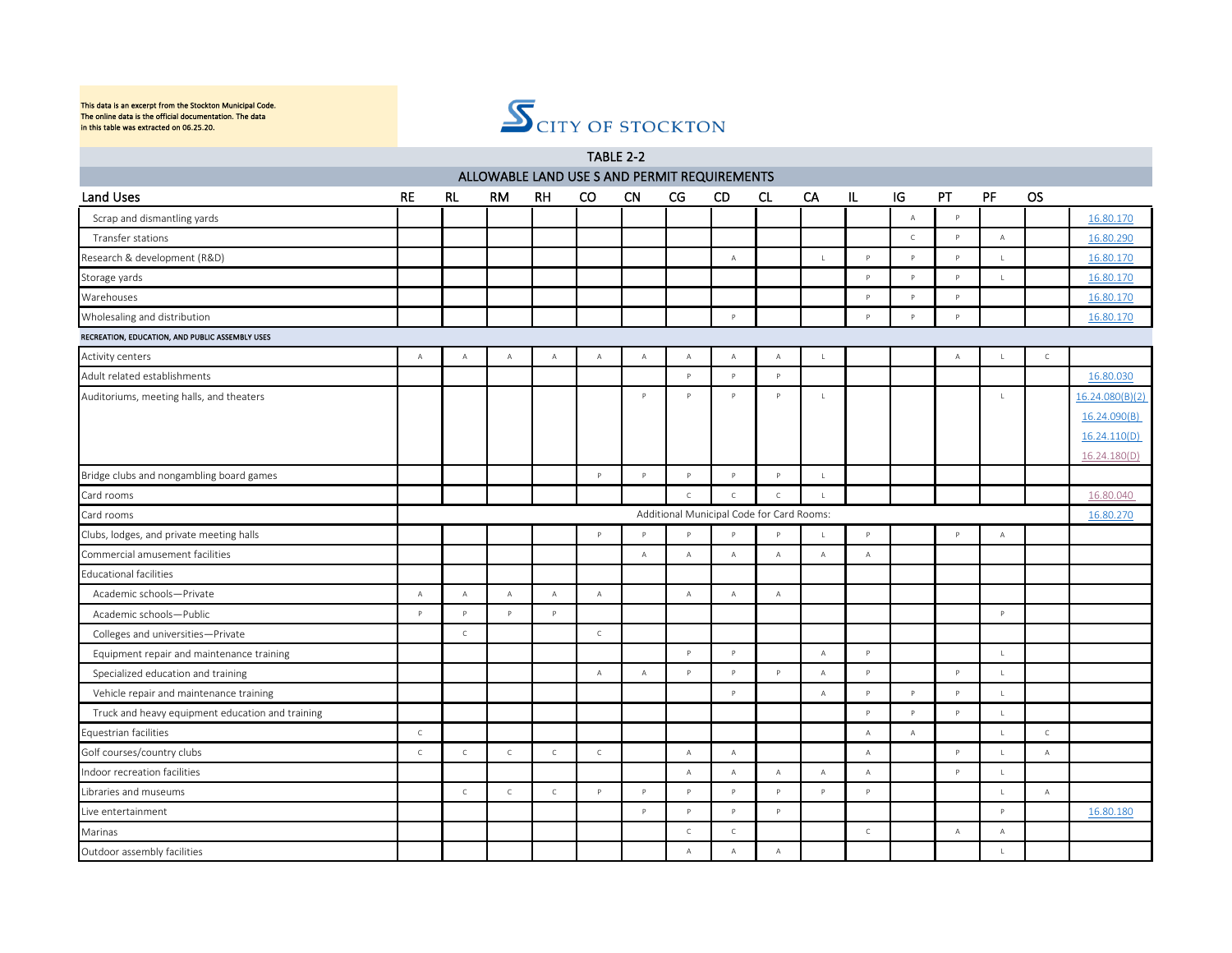This data is an excerpt from the Stockton Municipal Code.
The online data is the official documentation. The data
in this table was extracted on 06.25.20.

CITY OF STOCKTON

## TABLE 2-2

### ALLOWABLE LAND USE S AND PERMIT REQUIREMENTS

| Land Uses | RE | RL | RM | RH | CO | CN | CG | CD | CL | CA | IL | IG | PT | PF | OS | |
|---|---|---|---|---|---|---|---|---|---|---|---|---|---|---|---|---|
| Scrap and dismantling yards | | | | | | | | | | | | A | P | | | 16.80.170 |
| Transfer stations | | | | | | | | | | | | C | P | A | | 16.80.290 |
| Research & development (R&D) | | | | | | | | A | | L | P | P | P | L | | 16.80.170 |
| Storage yards | | | | | | | | | | | P | P | P | L | | 16.80.170 |
| Warehouses | | | | | | | | | | | P | P | P | | | 16.80.170 |
| Wholesaling and distribution | | | | | | | | P | | | P | P | P | | | 16.80.170 |
| **RECREATION, EDUCATION, AND PUBLIC ASSEMBLY USES** | | | | | | | | | | | | | | | | |
| Activity centers | A | A | A | A | A | A | A | A | A | L | | | A | L | C | |
| Adult related establishments | | | | | | | P | P | P | | | | | | | 16.80.030 |
| Auditoriums, meeting halls, and theaters | | | | | | P | P | P | P | L | | | | L | | 16.24.080(B)(2) 16.24.090(B) 16.24.110(D) 16.24.180(D) |
| Bridge clubs and nongambling board games | | | | | P | P | P | P | P | L | | | | | | |
| Card rooms | | | | | | | C | C | C | L | | | | | | 16.80.040 |
| Card rooms | Additional Municipal Code for Card Rooms: | | | | | | | | | | | | | | | 16.80.270 |
| Clubs, lodges, and private meeting halls | | | | | P | P | P | P | P | L | P | | P | A | | |
| Commercial amusement facilities | | | | | | A | A | A | A | A | A | | | | | |
| Educational facilities | | | | | | | | | | | | | | | | |
| Academic schools—Private | A | A | A | A | A | | A | A | A | | | | | | | |
| Academic schools—Public | P | P | P | P | | | | | | | | | | P | | |
| Colleges and universities—Private | | C | | | C | | | | | | | | | | | |
| Equipment repair and maintenance training | | | | | | | P | P | | A | P | | | L | | |
| Specialized education and training | | | | | A | A | P | P | P | A | P | | P | L | | |
| Vehicle repair and maintenance training | | | | | | | | P | | A | P | P | P | L | | |
| Truck and heavy equipment education and training | | | | | | | | | | | P | P | P | L | | |
| Equestrian facilities | C | | | | | | | | | | A | A | | L | C | |
| Golf courses/country clubs | C | C | C | C | C | | A | A | | | A | | P | L | A | |
| Indoor recreation facilities | | | | | | | A | A | A | A | A | | P | L | | |
| Libraries and museums | | C | C | C | P | P | P | P | P | P | P | | | L | A | |
| Live entertainment | | | | | | P | P | P | P | | | | | P | | 16.80.180 |
| Marinas | | | | | | | C | C | | | C | | A | A | | |
| Outdoor assembly facilities | | | | | | | A | A | A | | | | | L | | |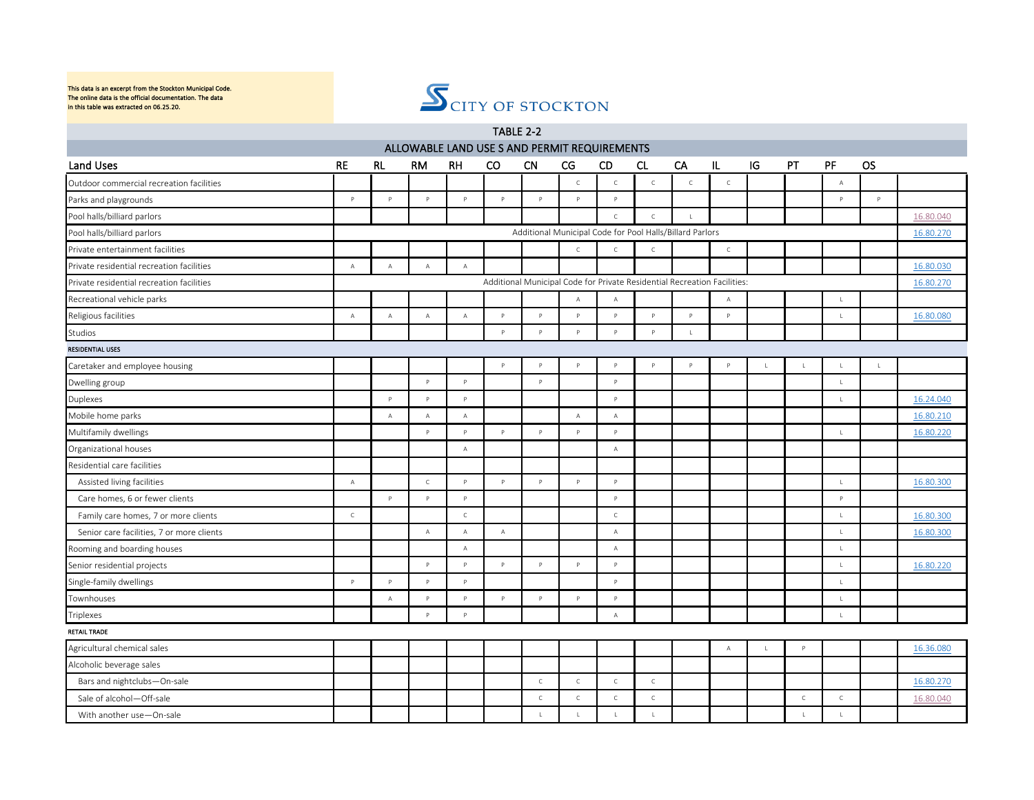This data is an excerpt from the Stockton Municipal Code. The online data is the official documentation. The data in this table was extracted on 06.25.20.

CITY OF STOCKTON

## TABLE 2-2

## ALLOWABLE LAND USE S AND PERMIT REQUIREMENTS

| Land Uses | RE | RL | RM | RH | CO | CN | CG | CD | CL | CA | IL | IG | PT | PF | OS | |
|---|---|---|---|---|---|---|---|---|---|---|---|---|---|---|---|---|
| Outdoor commercial recreation facilities | | | | | | | C | C | C | C | C | | | A | | |
| Parks and playgrounds | P | P | P | P | P | P | P | P | | | | | | P | P | |
| Pool halls/billiard parlors | | | | | | | | C | C | L | | | | | | 16.80.040 |
| Pool halls/billiard parlors | Additional Municipal Code for Pool Halls/Billard Parlors | | | | | | | | | | | | | | | 16.80.270 |
| Private entertainment facilities | | | | | | | C | C | C | | C | | | | | |
| Private residential recreation facilities | A | A | A | A | | | | | | | | | | | | 16.80.030 |
| Private residential recreation facilities | Additional Municipal Code for Private Residential Recreation Facilities: | | | | | | | | | | | | | | | 16.80.270 |
| Recreational vehicle parks | | | | | | | A | A | | | A | | | L | | |
| Religious facilities | A | A | A | A | P | P | P | P | P | P | P | | | L | | 16.80.080 |
| Studios | | | | | P | P | P | P | P | L | | | | | | |
| **RESIDENTIAL USES** | | | | | | | | | | | | | | | | |
| Caretaker and employee housing | | | | | P | P | P | P | P | P | P | L | L | L | L | |
| Dwelling group | | | P | P | | P | | P | | | | | | L | | |
| Duplexes | | P | P | P | | | | P | | | | | | L | | 16.24.040 |
| Mobile home parks | | A | A | A | | | A | A | | | | | | | | 16.80.210 |
| Multifamily dwellings | | | P | P | P | P | P | P | | | | | | L | | 16.80.220 |
| Organizational houses | | | | A | | | | A | | | | | | | | |
| Residential care facilities | | | | | | | | | | | | | | | | |
| Assisted living facilities | A | | C | P | P | P | P | P | | | | | | L | | 16.80.300 |
| Care homes, 6 or fewer clients | | P | P | P | | | | P | | | | | | P | | |
| Family care homes, 7 or more clients | C | | | C | | | | C | | | | | | L | | 16.80.300 |
| Senior care facilities, 7 or more clients | | | A | A | A | | | A | | | | | | L | | 16.80.300 |
| Rooming and boarding houses | | | | A | | | | A | | | | | | L | | |
| Senior residential projects | | | P | P | P | P | P | P | | | | | | L | | 16.80.220 |
| Single-family dwellings | P | P | P | P | | | | P | | | | | | L | | |
| Townhouses | | A | P | P | P | P | P | P | | | | | | L | | |
| Triplexes | | | P | P | | | | A | | | | | | L | | |
| **RETAIL TRADE** | | | | | | | | | | | | | | | | |
| Agricultural chemical sales | | | | | | | | | | | A | L | P | | | 16.36.080 |
| Alcoholic beverage sales | | | | | | | | | | | | | | | | |
| Bars and nightclubs—On-sale | | | | | | C | C | C | C | | | | | | | 16.80.270 |
| Sale of alcohol—Off-sale | | | | | | C | C | C | C | | | | C | C | | 16.80.040 |
| With another use—On-sale | | | | | | L | L | L | L | | | | L | L | | |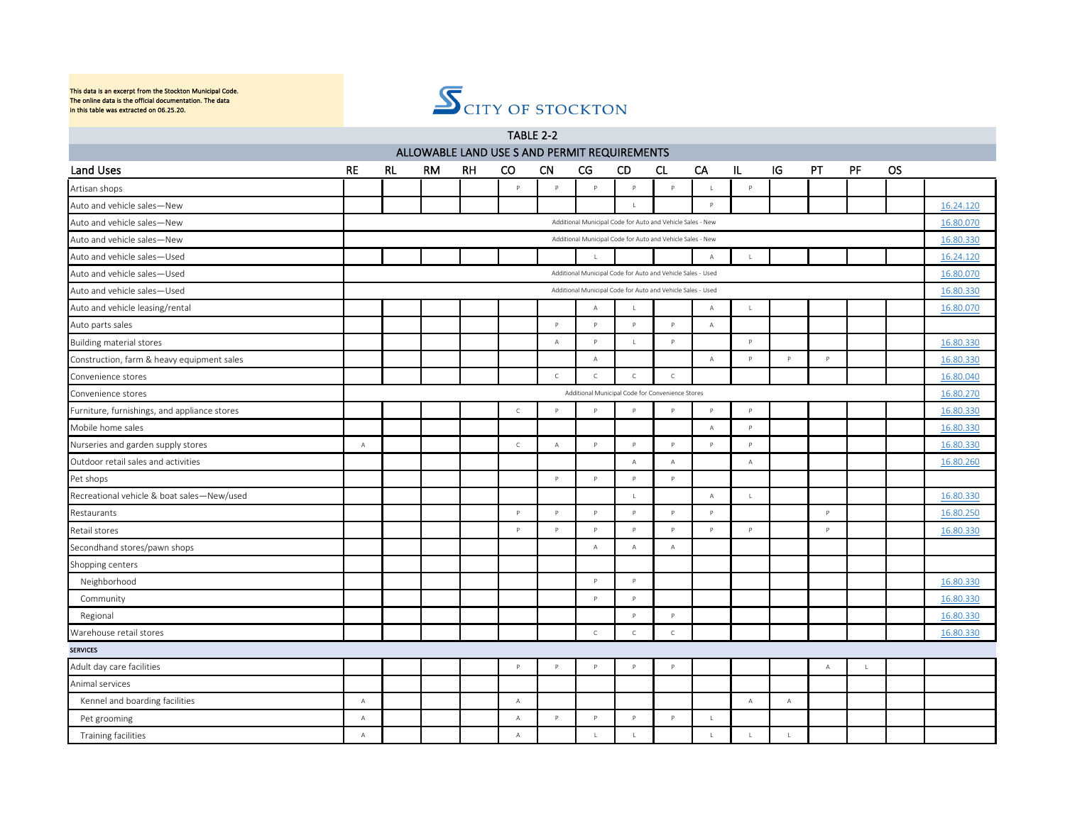This data is an excerpt from the Stockton Municipal Code.
The online data is the official documentation. The data
in this table was extracted on 06.25.20.

CITY OF STOCKTON

## TABLE 2-2

## ALLOWABLE LAND USE S AND PERMIT REQUIREMENTS

| Land Uses | RE | RL | RM | RH | CO | CN | CG | CD | CL | CA | IL | IG | PT | PF | OS | |
|---|---|---|---|---|---|---|---|---|---|---|---|---|---|---|---|---|
| Artisan shops | | | | | P | P | P | P | P | L | P | | | | | |
| Auto and vehicle sales—New | | | | | | | | L | | P | | | | | | 16.24.120 |
| Auto and vehicle sales—New | Additional Municipal Code for Auto and Vehicle Sales - New | | | | | | | | | | | | | | | 16.80.070 |
| Auto and vehicle sales—New | Additional Municipal Code for Auto and Vehicle Sales - New | | | | | | | | | | | | | | | 16.80.330 |
| Auto and vehicle sales—Used | | | | | | | L | | | A | L | | | | | 16.24.120 |
| Auto and vehicle sales—Used | Additional Municipal Code for Auto and Vehicle Sales - Used | | | | | | | | | | | | | | | 16.80.070 |
| Auto and vehicle sales—Used | Additional Municipal Code for Auto and Vehicle Sales - Used | | | | | | | | | | | | | | | 16.80.330 |
| Auto and vehicle leasing/rental | | | | | | | A | L | | A | L | | | | | 16.80.070 |
| Auto parts sales | | | | | | P | P | P | P | A | | | | | | |
| Building material stores | | | | | | A | P | L | P | | P | | | | | 16.80.330 |
| Construction, farm & heavy equipment sales | | | | | | | A | | | A | P | P | P | | | 16.80.330 |
| Convenience stores | | | | | | C | C | C | C | | | | | | | 16.80.040 |
| Convenience stores | Additional Municipal Code for Convenience Stores | | | | | | | | | | | | | | | 16.80.270 |
| Furniture, furnishings, and appliance stores | | | | | C | P | P | P | P | P | P | | | | | 16.80.330 |
| Mobile home sales | | | | | | | | | | A | P | | | | | 16.80.330 |
| Nurseries and garden supply stores | A | | | | C | A | P | P | P | P | P | | | | | 16.80.330 |
| Outdoor retail sales and activities | | | | | | | | A | A | | A | | | | | 16.80.260 |
| Pet shops | | | | | | P | P | P | P | | | | | | | |
| Recreational vehicle & boat sales—New/used | | | | | | | | L | | A | L | | | | | 16.80.330 |
| Restaurants | | | | | P | P | P | P | P | P | | | P | | | 16.80.250 |
| Retail stores | | | | | P | P | P | P | P | P | P | | P | | | 16.80.330 |
| Secondhand stores/pawn shops | | | | | | | A | A | A | | | | | | | |
| Shopping centers | | | | | | | | | | | | | | | | |
| Neighborhood | | | | | | | P | P | | | | | | | | 16.80.330 |
| Community | | | | | | | P | P | | | | | | | | 16.80.330 |
| Regional | | | | | | | | P | P | | | | | | | 16.80.330 |
| Warehouse retail stores | | | | | | | C | C | C | | | | | | | 16.80.330 |
| **SERVICES** | | | | | | | | | | | | | | | | |
| Adult day care facilities | | | | | P | P | P | P | P | | | | A | L | | |
| Animal services | | | | | | | | | | | | | | | | |
| Kennel and boarding facilities | A | | | | A | | | | | | A | A | | | | |
| Pet grooming | A | | | | A | P | P | P | P | L | | | | | | |
| Training facilities | A | | | | A | | L | L | | L | L | L | | | | |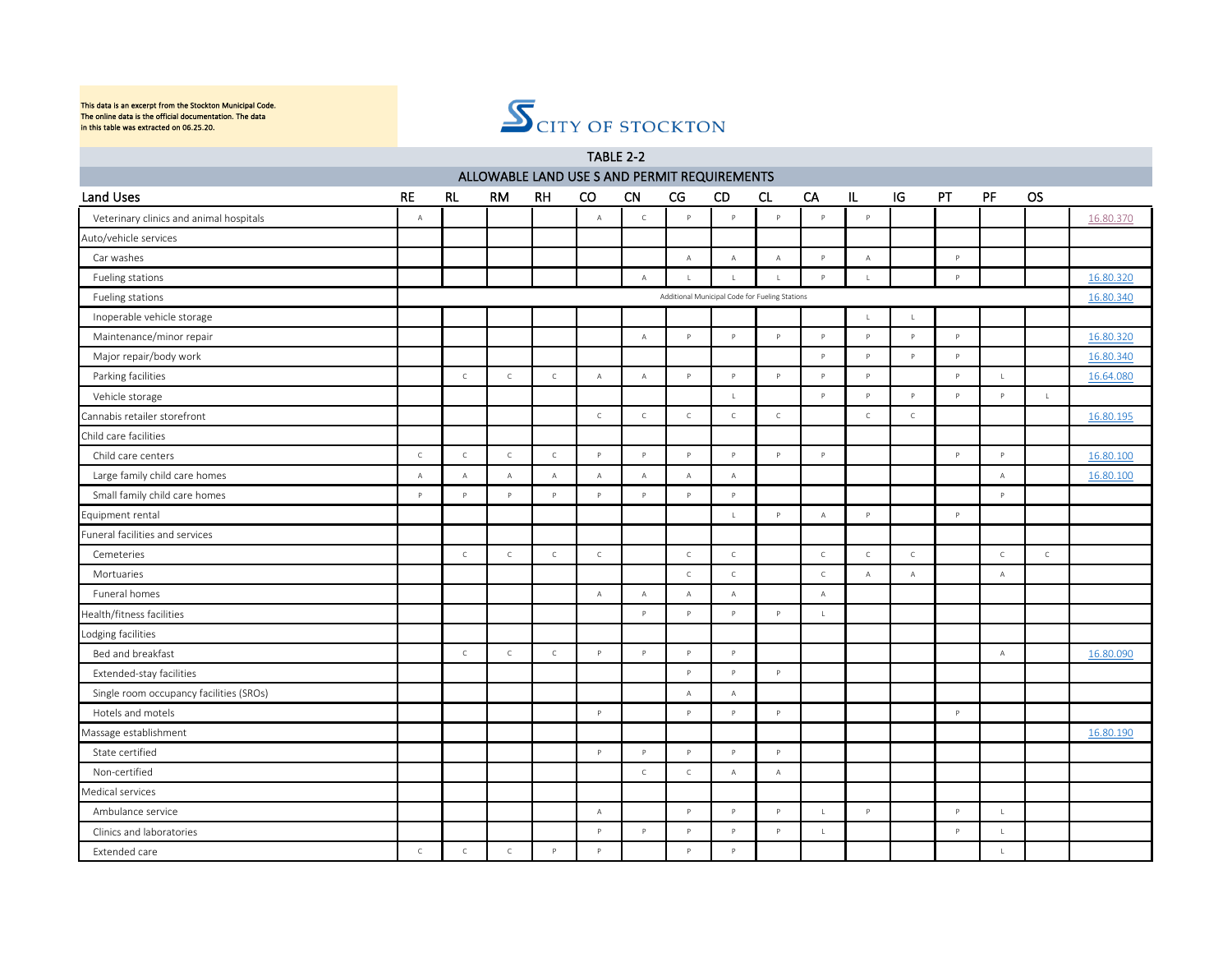This data is an excerpt from the Stockton Municipal Code. The online data is the official documentation. The data in this table was extracted on 06.25.20.

CITY OF STOCKTON

## TABLE 2-2

## ALLOWABLE LAND USE S AND PERMIT REQUIREMENTS

| Land Uses | RE | RL | RM | RH | CO | CN | CG | CD | CL | CA | IL | IG | PT | PF | OS | |
|---|---|---|---|---|---|---|---|---|---|---|---|---|---|---|---|---|
| Veterinary clinics and animal hospitals | A | | | | A | C | P | P | P | P | P | | | | | 16.80.370 |
| Auto/vehicle services | | | | | | | | | | | | | | | | |
| Car washes | | | | | | | A | A | A | P | A | | P | | | |
| Fueling stations | | | | | | A | L | L | L | P | L | | P | | | 16.80.320 |
| Fueling stations | Additional Municipal Code for Fueling Stations | | | | | | | | | | | | | | | 16.80.340 |
| Inoperable vehicle storage | | | | | | | | | | | L | L | | | | |
| Maintenance/minor repair | | | | | | A | P | P | P | P | P | P | P | | | 16.80.320 |
| Major repair/body work | | | | | | | | | | P | P | P | P | | | 16.80.340 |
| Parking facilities | | C | C | C | A | A | P | P | P | P | P | | P | L | | 16.64.080 |
| Vehicle storage | | | | | | | | L | | P | P | P | P | P | L | |
| Cannabis retailer storefront | | | | | C | C | C | C | C | | C | C | | | | 16.80.195 |
| Child care facilities | | | | | | | | | | | | | | | | |
| Child care centers | C | C | C | C | P | P | P | P | P | P | | | P | P | | 16.80.100 |
| Large family child care homes | A | A | A | A | A | A | A | A | | | | | | A | | 16.80.100 |
| Small family child care homes | P | P | P | P | P | P | P | P | | | | | | P | | |
| Equipment rental | | | | | | | | L | P | A | P | | P | | | |
| Funeral facilities and services | | | | | | | | | | | | | | | | |
| Cemeteries | | C | C | C | C | | C | C | | C | C | C | | C | C | |
| Mortuaries | | | | | | | C | C | | C | A | A | | A | | |
| Funeral homes | | | | | A | A | A | A | | A | | | | | | |
| Health/fitness facilities | | | | | | P | P | P | P | L | | | | | | |
| Lodging facilities | | | | | | | | | | | | | | | | |
| Bed and breakfast | | C | C | C | P | P | P | P | | | | | | A | | 16.80.090 |
| Extended-stay facilities | | | | | | | P | P | P | | | | | | | |
| Single room occupancy facilities (SROs) | | | | | | | A | A | | | | | | | | |
| Hotels and motels | | | | | P | | P | P | P | | | | P | | | |
| Massage establishment | | | | | | | | | | | | | | | | 16.80.190 |
| State certified | | | | | P | P | P | P | P | | | | | | | |
| Non-certified | | | | | | C | C | A | A | | | | | | | |
| Medical services | | | | | | | | | | | | | | | | |
| Ambulance service | | | | | A | | P | P | P | L | P | | P | L | | |
| Clinics and laboratories | | | | | P | P | P | P | P | L | | | P | L | | |
| Extended care | C | C | C | P | P | | P | P | | | | | | L | | |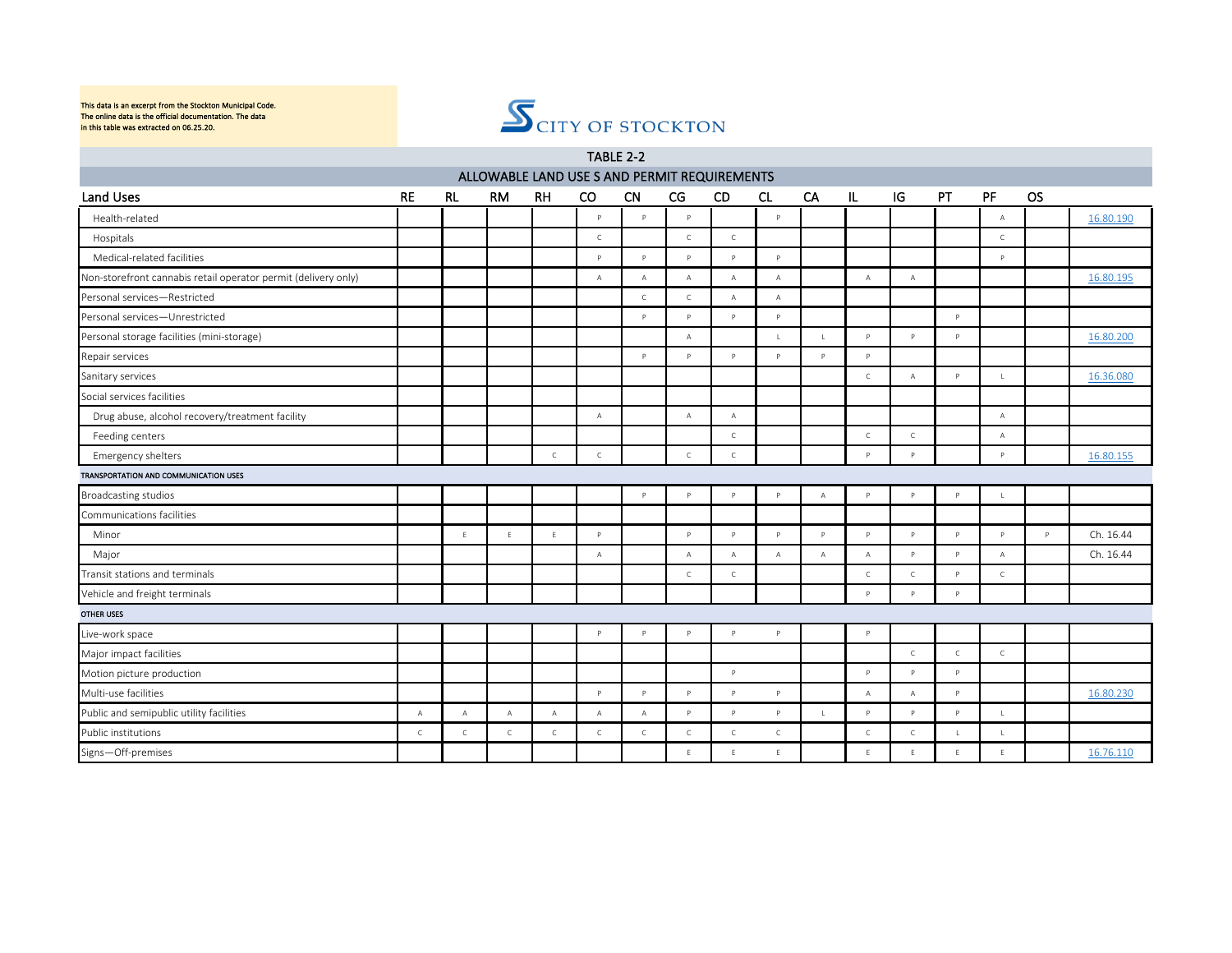This data is an excerpt from the Stockton Municipal Code. The online data is the official documentation. The data in this table was extracted on 06.25.20.

CITY OF STOCKTON

## TABLE 2-2

## ALLOWABLE LAND USE S AND PERMIT REQUIREMENTS

| Land Uses | RE | RL | RM | RH | CO | CN | CG | CD | CL | CA | IL | IG | PT | PF | OS | |
|---|---|---|---|---|---|---|---|---|---|---|---|---|---|---|---|---|
| Health-related | | | | | P | P | P | | P | | | | | A | | 16.80.190 |
| Hospitals | | | | | C | | C | C | | | | | | C | | |
| Medical-related facilities | | | | | P | P | P | P | P | | | | | P | | |
| Non-storefront cannabis retail operator permit (delivery only) | | | | | A | A | A | A | A | | A | A | | | | 16.80.195 |
| Personal services—Restricted | | | | | | C | C | A | A | | | | | | | |
| Personal services—Unrestricted | | | | | | P | P | P | P | | | | P | | | |
| Personal storage facilities (mini-storage) | | | | | | | A | | L | L | P | P | P | | | 16.80.200 |
| Repair services | | | | | | P | P | P | P | P | P | | | | | |
| Sanitary services | | | | | | | | | | | C | A | P | L | | 16.36.080 |
| Social services facilities | | | | | | | | | | | | | | | | |
| Drug abuse, alcohol recovery/treatment facility | | | | | A | | A | A | | | | | | A | | |
| Feeding centers | | | | | | | | C | | | C | C | | A | | |
| Emergency shelters | | | | C | C | | C | C | | | P | P | | P | | 16.80.155 |
| TRANSPORTATION AND COMMUNICATION USES | | | | | | | | | | | | | | | | |
| Broadcasting studios | | | | | | P | P | P | P | A | P | P | P | L | | |
| Communications facilities | | | | | | | | | | | | | | | | |
| Minor | | E | E | E | P | | P | P | P | P | P | P | P | P | P | Ch. 16.44 |
| Major | | | | | A | | A | A | A | A | A | P | P | A | | Ch. 16.44 |
| Transit stations and terminals | | | | | | | C | C | | | C | C | P | C | | |
| Vehicle and freight terminals | | | | | | | | | | | P | P | P | | | |
| OTHER USES | | | | | | | | | | | | | | | | |
| Live-work space | | | | | P | P | P | P | P | | P | | | | | |
| Major impact facilities | | | | | | | | | | | | C | C | C | | |
| Motion picture production | | | | | | | | P | | | P | P | P | | | |
| Multi-use facilities | | | | | P | P | P | P | P | | A | A | P | | | 16.80.230 |
| Public and semipublic utility facilities | A | A | A | A | A | A | P | P | P | L | P | P | P | L | | |
| Public institutions | C | C | C | C | C | C | C | C | C | | C | C | L | L | | |
| Signs—Off-premises | | | | | | | E | E | E | | E | E | E | E | | 16.76.110 |